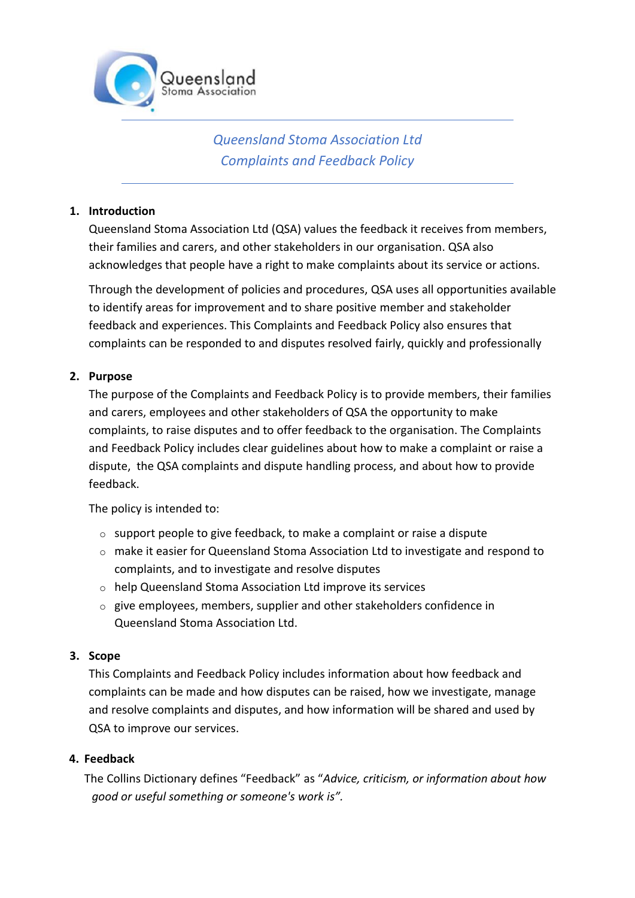Queensland Stoma Association

*Queensland Stoma Association Ltd*
*Complaints and Feedback Policy*

## 1. Introduction

Queensland Stoma Association Ltd (QSA) values the feedback it receives from members, their families and carers, and other stakeholders in our organisation. QSA also acknowledges that people have a right to make complaints about its service or actions.

Through the development of policies and procedures, QSA uses all opportunities available to identify areas for improvement and to share positive member and stakeholder feedback and experiences. This Complaints and Feedback Policy also ensures that complaints can be responded to and disputes resolved fairly, quickly and professionally

## 2. Purpose

The purpose of the Complaints and Feedback Policy is to provide members, their families and carers, employees and other stakeholders of QSA the opportunity to make complaints, to raise disputes and to offer feedback to the organisation. The Complaints and Feedback Policy includes clear guidelines about how to make a complaint or raise a dispute, the QSA complaints and dispute handling process, and about how to provide feedback.

The policy is intended to:

- support people to give feedback, to make a complaint or raise a dispute
- make it easier for Queensland Stoma Association Ltd to investigate and respond to complaints, and to investigate and resolve disputes
- help Queensland Stoma Association Ltd improve its services
- give employees, members, supplier and other stakeholders confidence in Queensland Stoma Association Ltd.

## 3. Scope

This Complaints and Feedback Policy includes information about how feedback and complaints can be made and how disputes can be raised, how we investigate, manage and resolve complaints and disputes, and how information will be shared and used by QSA to improve our services.

## 4. Feedback

The Collins Dictionary defines “Feedback” as “*Advice, criticism, or information about how good or useful something or someone's work is”.*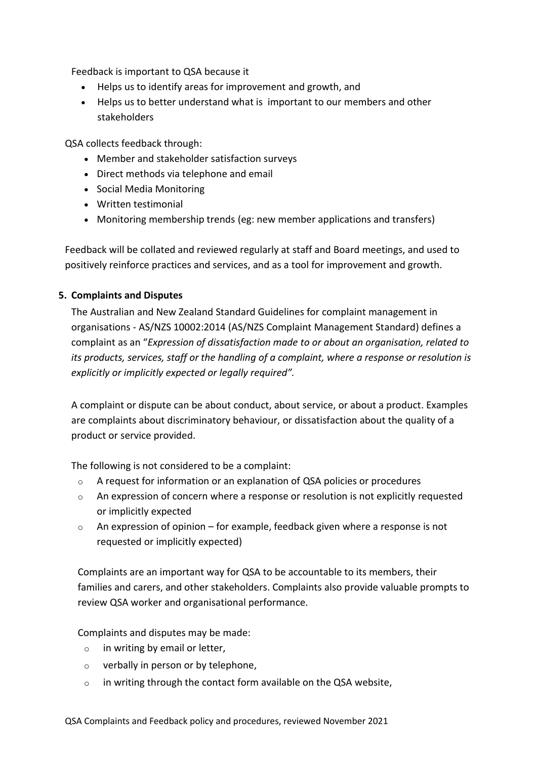Feedback is important to QSA because it

- Helps us to identify areas for improvement and growth, and
- Helps us to better understand what is important to our members and other stakeholders

QSA collects feedback through:

- Member and stakeholder satisfaction surveys
- Direct methods via telephone and email
- Social Media Monitoring
- Written testimonial
- Monitoring membership trends (eg: new member applications and transfers)

Feedback will be collated and reviewed regularly at staff and Board meetings, and used to positively reinforce practices and services, and as a tool for improvement and growth.

## 5. Complaints and Disputes

The Australian and New Zealand Standard Guidelines for complaint management in organisations - AS/NZS 10002:2014 (AS/NZS Complaint Management Standard) defines a complaint as an "*Expression of dissatisfaction made to or about an organisation, related to its products, services, staff or the handling of a complaint, where a response or resolution is explicitly or implicitly expected or legally required".*

A complaint or dispute can be about conduct, about service, or about a product. Examples are complaints about discriminatory behaviour, or dissatisfaction about the quality of a product or service provided.

The following is not considered to be a complaint:

- A request for information or an explanation of QSA policies or procedures
- An expression of concern where a response or resolution is not explicitly requested or implicitly expected
- An expression of opinion – for example, feedback given where a response is not requested or implicitly expected)

Complaints are an important way for QSA to be accountable to its members, their families and carers, and other stakeholders. Complaints also provide valuable prompts to review QSA worker and organisational performance.

Complaints and disputes may be made:

- in writing by email or letter,
- verbally in person or by telephone,
- in writing through the contact form available on the QSA website,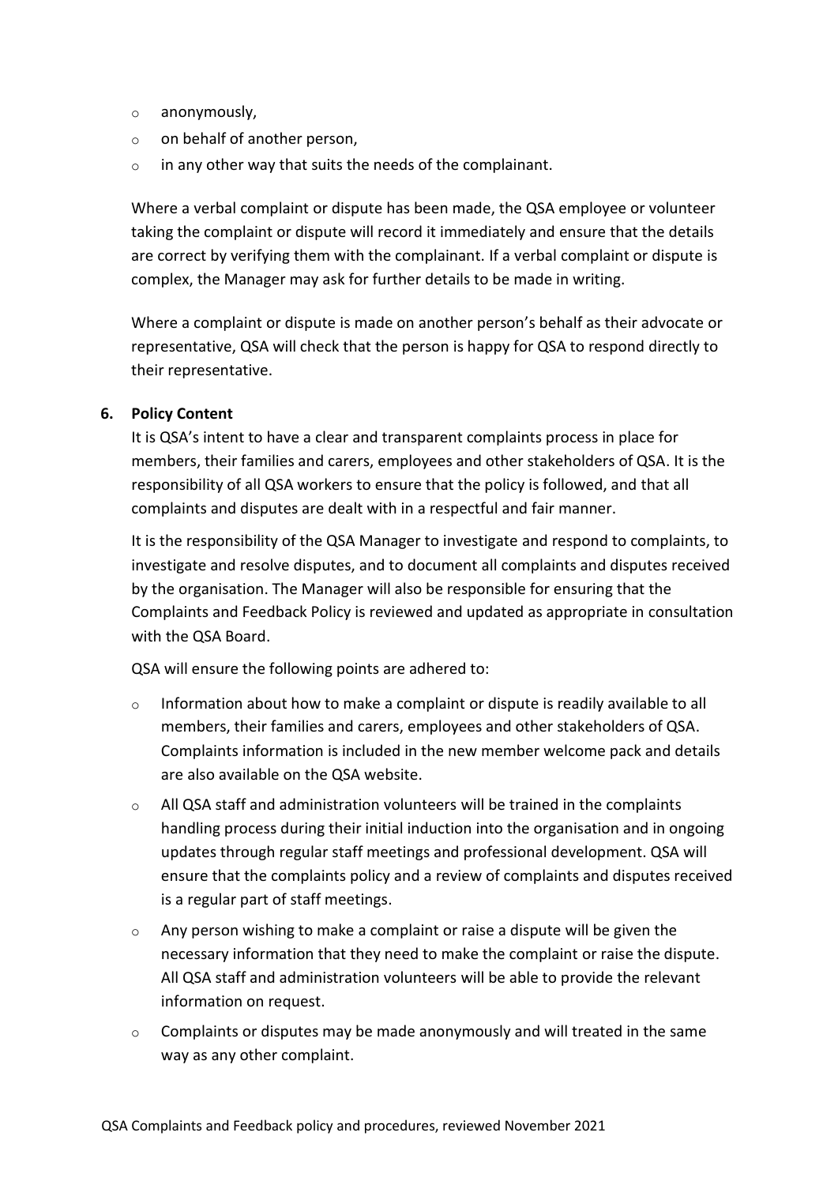- anonymously,
- on behalf of another person,
- in any other way that suits the needs of the complainant.

Where a verbal complaint or dispute has been made, the QSA employee or volunteer taking the complaint or dispute will record it immediately and ensure that the details are correct by verifying them with the complainant. If a verbal complaint or dispute is complex, the Manager may ask for further details to be made in writing.

Where a complaint or dispute is made on another person's behalf as their advocate or representative, QSA will check that the person is happy for QSA to respond directly to their representative.

**6. Policy Content**

It is QSA's intent to have a clear and transparent complaints process in place for members, their families and carers, employees and other stakeholders of QSA. It is the responsibility of all QSA workers to ensure that the policy is followed, and that all complaints and disputes are dealt with in a respectful and fair manner.

It is the responsibility of the QSA Manager to investigate and respond to complaints, to investigate and resolve disputes, and to document all complaints and disputes received by the organisation. The Manager will also be responsible for ensuring that the Complaints and Feedback Policy is reviewed and updated as appropriate in consultation with the QSA Board.

QSA will ensure the following points are adhered to:

- Information about how to make a complaint or dispute is readily available to all members, their families and carers, employees and other stakeholders of QSA. Complaints information is included in the new member welcome pack and details are also available on the QSA website.
- All QSA staff and administration volunteers will be trained in the complaints handling process during their initial induction into the organisation and in ongoing updates through regular staff meetings and professional development. QSA will ensure that the complaints policy and a review of complaints and disputes received is a regular part of staff meetings.
- Any person wishing to make a complaint or raise a dispute will be given the necessary information that they need to make the complaint or raise the dispute. All QSA staff and administration volunteers will be able to provide the relevant information on request.
- Complaints or disputes may be made anonymously and will treated in the same way as any other complaint.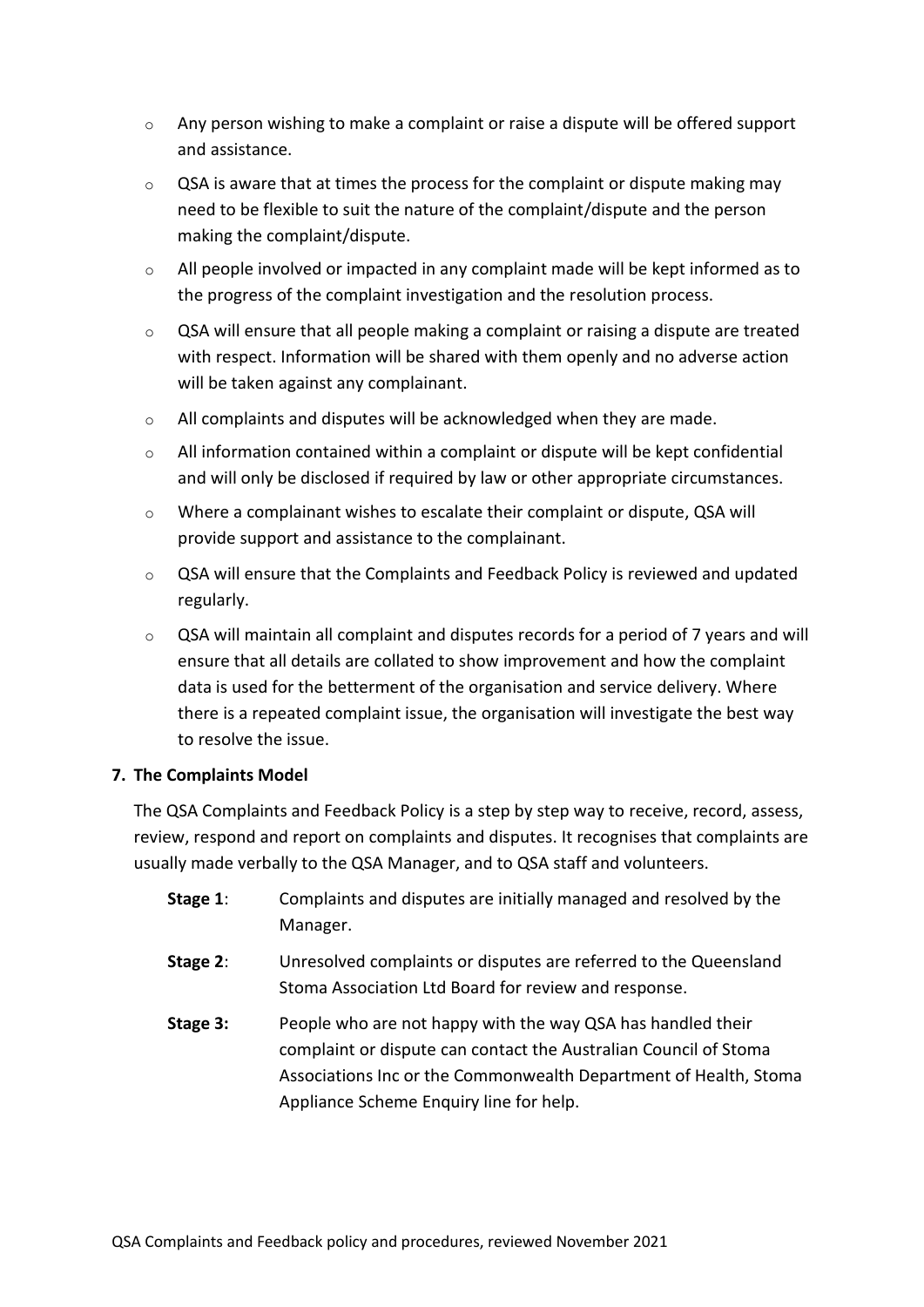- Any person wishing to make a complaint or raise a dispute will be offered support and assistance.
- QSA is aware that at times the process for the complaint or dispute making may need to be flexible to suit the nature of the complaint/dispute and the person making the complaint/dispute.
- All people involved or impacted in any complaint made will be kept informed as to the progress of the complaint investigation and the resolution process.
- QSA will ensure that all people making a complaint or raising a dispute are treated with respect. Information will be shared with them openly and no adverse action will be taken against any complainant.
- All complaints and disputes will be acknowledged when they are made.
- All information contained within a complaint or dispute will be kept confidential and will only be disclosed if required by law or other appropriate circumstances.
- Where a complainant wishes to escalate their complaint or dispute, QSA will provide support and assistance to the complainant.
- QSA will ensure that the Complaints and Feedback Policy is reviewed and updated regularly.
- QSA will maintain all complaint and disputes records for a period of 7 years and will ensure that all details are collated to show improvement and how the complaint data is used for the betterment of the organisation and service delivery. Where there is a repeated complaint issue, the organisation will investigate the best way to resolve the issue.

## 7. The Complaints Model

The QSA Complaints and Feedback Policy is a step by step way to receive, record, assess, review, respond and report on complaints and disputes. It recognises that complaints are usually made verbally to the QSA Manager, and to QSA staff and volunteers.

**Stage 1**: Complaints and disputes are initially managed and resolved by the Manager.

**Stage 2**: Unresolved complaints or disputes are referred to the Queensland Stoma Association Ltd Board for review and response.

**Stage 3:** People who are not happy with the way QSA has handled their complaint or dispute can contact the Australian Council of Stoma Associations Inc or the Commonwealth Department of Health, Stoma Appliance Scheme Enquiry line for help.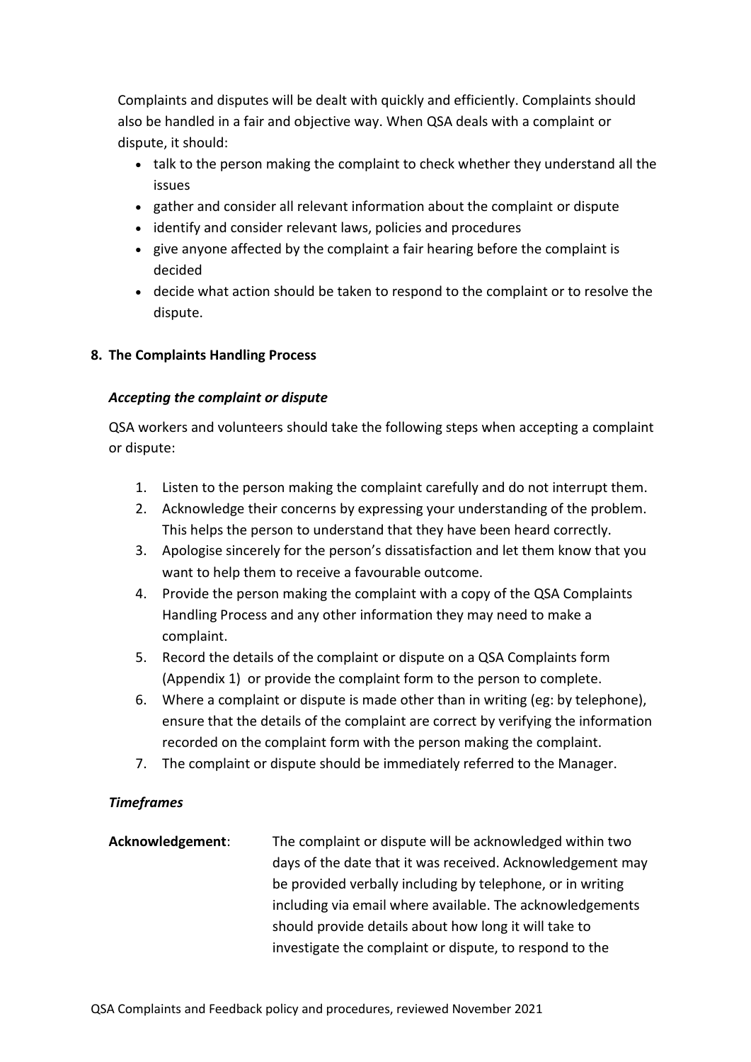Complaints and disputes will be dealt with quickly and efficiently. Complaints should also be handled in a fair and objective way. When QSA deals with a complaint or dispute, it should:

- talk to the person making the complaint to check whether they understand all the issues
- gather and consider all relevant information about the complaint or dispute
- identify and consider relevant laws, policies and procedures
- give anyone affected by the complaint a fair hearing before the complaint is decided
- decide what action should be taken to respond to the complaint or to resolve the dispute.

## 8. The Complaints Handling Process

### *Accepting the complaint or dispute*

QSA workers and volunteers should take the following steps when accepting a complaint or dispute:

1. Listen to the person making the complaint carefully and do not interrupt them.
2. Acknowledge their concerns by expressing your understanding of the problem. This helps the person to understand that they have been heard correctly.
3. Apologise sincerely for the person's dissatisfaction and let them know that you want to help them to receive a favourable outcome.
4. Provide the person making the complaint with a copy of the QSA Complaints Handling Process and any other information they may need to make a complaint.
5. Record the details of the complaint or dispute on a QSA Complaints form (Appendix 1) or provide the complaint form to the person to complete.
6. Where a complaint or dispute is made other than in writing (eg: by telephone), ensure that the details of the complaint are correct by verifying the information recorded on the complaint form with the person making the complaint.
7. The complaint or dispute should be immediately referred to the Manager.

### *Timeframes*

**Acknowledgement**: The complaint or dispute will be acknowledged within two days of the date that it was received. Acknowledgement may be provided verbally including by telephone, or in writing including via email where available. The acknowledgements should provide details about how long it will take to investigate the complaint or dispute, to respond to the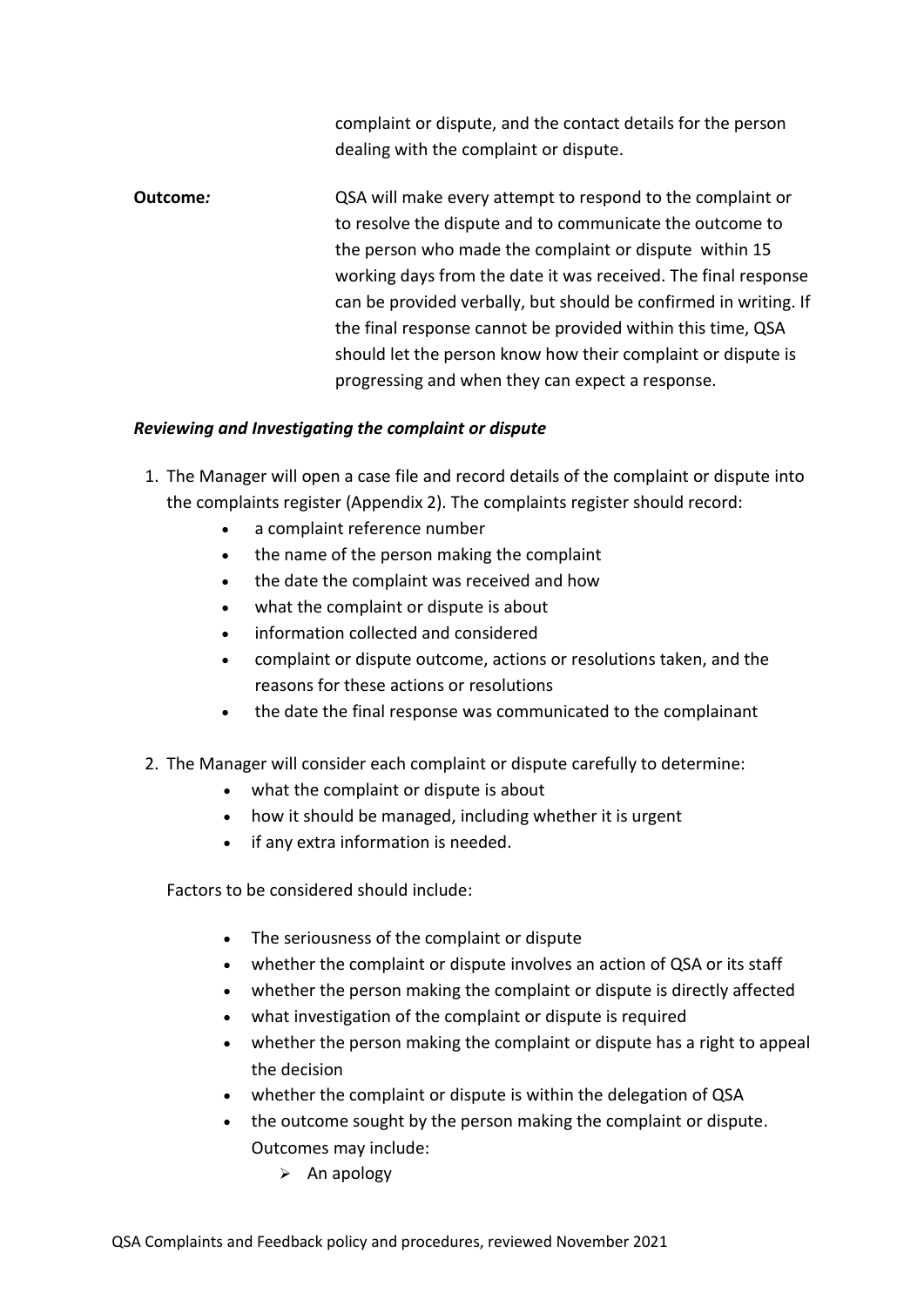complaint or dispute, and the contact details for the person dealing with the complaint or dispute.

**Outcome*:*** QSA will make every attempt to respond to the complaint or to resolve the dispute and to communicate the outcome to the person who made the complaint or dispute within 15 working days from the date it was received. The final response can be provided verbally, but should be confirmed in writing. If the final response cannot be provided within this time, QSA should let the person know how their complaint or dispute is progressing and when they can expect a response.

***Reviewing and Investigating the complaint or dispute***

1. The Manager will open a case file and record details of the complaint or dispute into the complaints register (Appendix 2). The complaints register should record:
   - a complaint reference number
   - the name of the person making the complaint
   - the date the complaint was received and how
   - what the complaint or dispute is about
   - information collected and considered
   - complaint or dispute outcome, actions or resolutions taken, and the reasons for these actions or resolutions
   - the date the final response was communicated to the complainant

2. The Manager will consider each complaint or dispute carefully to determine:
   - what the complaint or dispute is about
   - how it should be managed, including whether it is urgent
   - if any extra information is needed.

   Factors to be considered should include:

   - The seriousness of the complaint or dispute
   - whether the complaint or dispute involves an action of QSA or its staff
   - whether the person making the complaint or dispute is directly affected
   - what investigation of the complaint or dispute is required
   - whether the person making the complaint or dispute has a right to appeal the decision
   - whether the complaint or dispute is within the delegation of QSA
   - the outcome sought by the person making the complaint or dispute. Outcomes may include:
     - An apology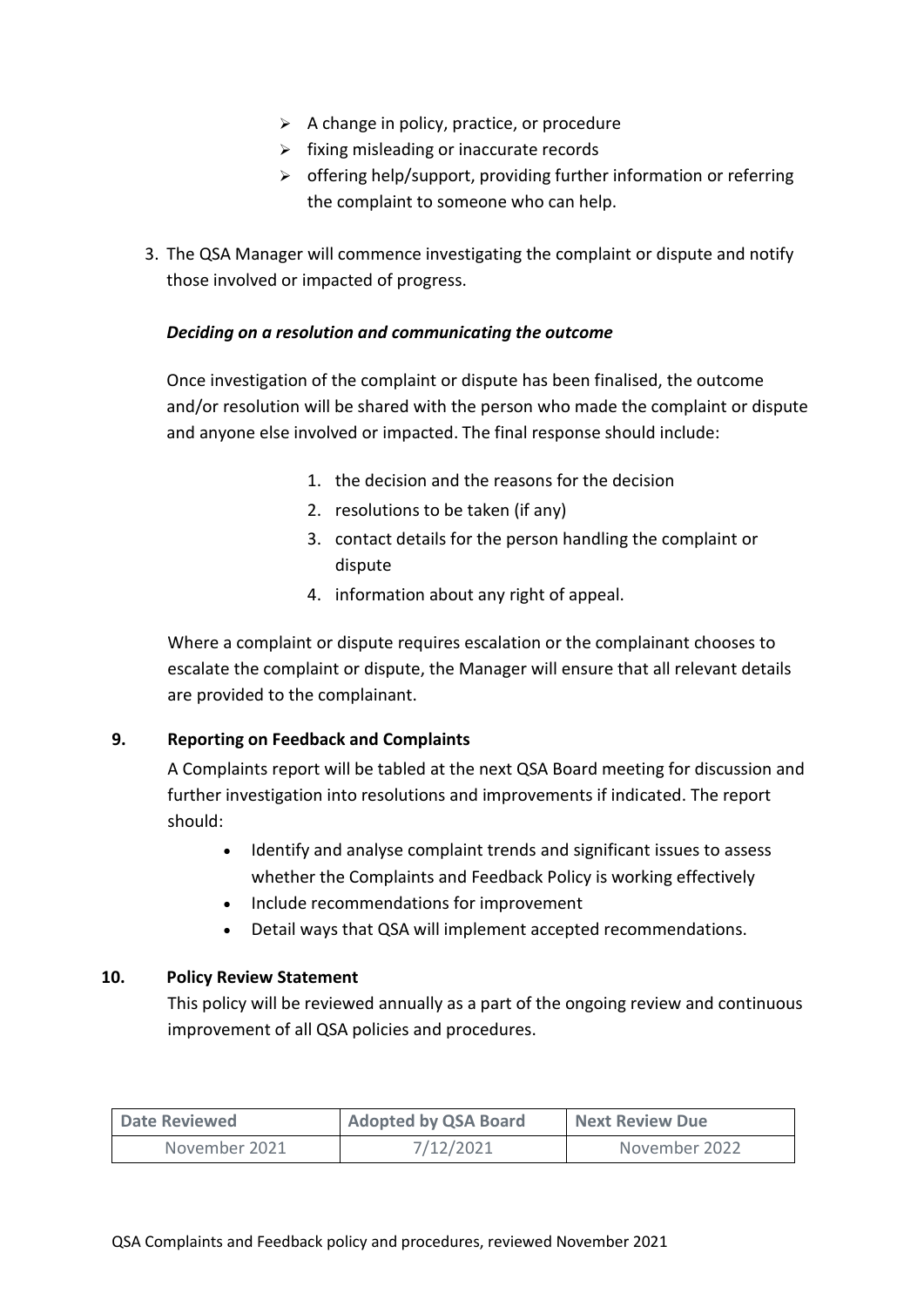- A change in policy, practice, or procedure
- fixing misleading or inaccurate records
- offering help/support, providing further information or referring the complaint to someone who can help.

3. The QSA Manager will commence investigating the complaint or dispute and notify those involved or impacted of progress.

***Deciding on a resolution and communicating the outcome***

Once investigation of the complaint or dispute has been finalised, the outcome and/or resolution will be shared with the person who made the complaint or dispute and anyone else involved or impacted. The final response should include:

1. the decision and the reasons for the decision
2. resolutions to be taken (if any)
3. contact details for the person handling the complaint or dispute
4. information about any right of appeal.

Where a complaint or dispute requires escalation or the complainant chooses to escalate the complaint or dispute, the Manager will ensure that all relevant details are provided to the complainant.

## 9. Reporting on Feedback and Complaints

A Complaints report will be tabled at the next QSA Board meeting for discussion and further investigation into resolutions and improvements if indicated. The report should:

- Identify and analyse complaint trends and significant issues to assess whether the Complaints and Feedback Policy is working effectively
- Include recommendations for improvement
- Detail ways that QSA will implement accepted recommendations.

## 10. Policy Review Statement

This policy will be reviewed annually as a part of the ongoing review and continuous improvement of all QSA policies and procedures.

| Date Reviewed | Adopted by QSA Board | Next Review Due |
|---|---|---|
| November 2021 | 7/12/2021 | November 2022 |